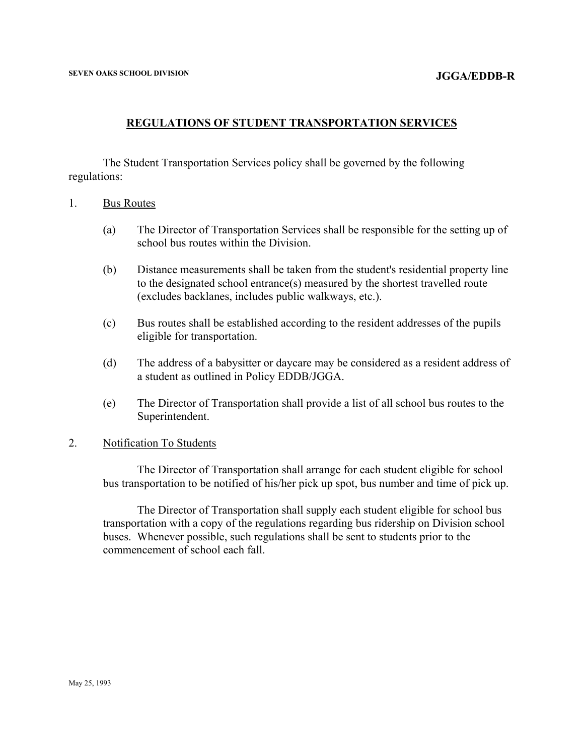SEVEN OAKS SCHOOL DIVISION

**JGGA/EDDB-R**

## REGULATIONS OF STUDENT TRANSPORTATION SERVICES

The Student Transportation Services policy shall be governed by the following regulations:

1. Bus Routes

   (a) The Director of Transportation Services shall be responsible for the setting up of school bus routes within the Division.

   (b) Distance measurements shall be taken from the student's residential property line to the designated school entrance(s) measured by the shortest travelled route (excludes backlanes, includes public walkways, etc.).

   (c) Bus routes shall be established according to the resident addresses of the pupils eligible for transportation.

   (d) The address of a babysitter or daycare may be considered as a resident address of a student as outlined in Policy EDDB/JGGA.

   (e) The Director of Transportation shall provide a list of all school bus routes to the Superintendent.

2. Notification To Students

   The Director of Transportation shall arrange for each student eligible for school bus transportation to be notified of his/her pick up spot, bus number and time of pick up.

   The Director of Transportation shall supply each student eligible for school bus transportation with a copy of the regulations regarding bus ridership on Division school buses. Whenever possible, such regulations shall be sent to students prior to the commencement of school each fall.

May 25, 1993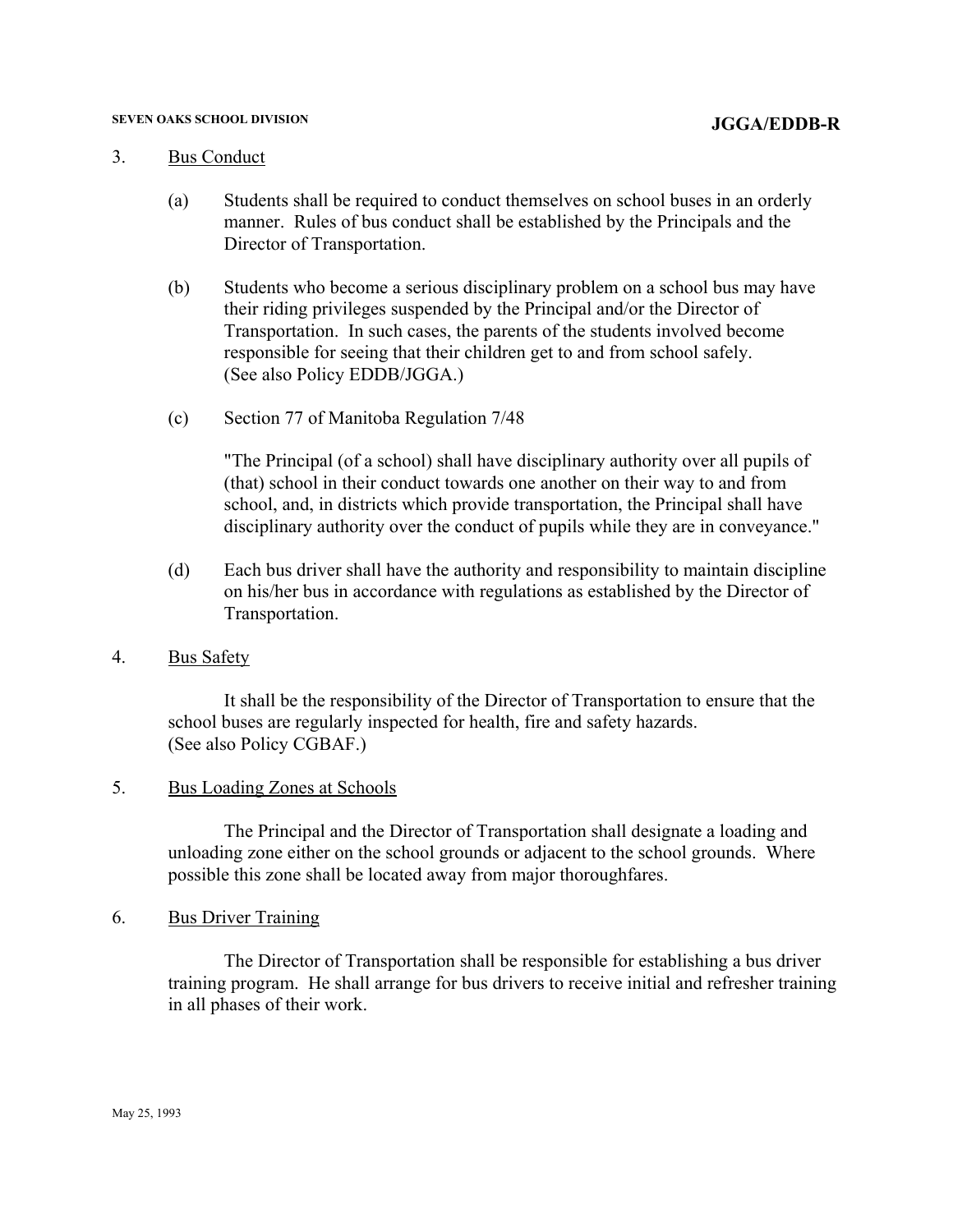3. Bus Conduct

   (a) Students shall be required to conduct themselves on school buses in an orderly manner. Rules of bus conduct shall be established by the Principals and the Director of Transportation.

   (b) Students who become a serious disciplinary problem on a school bus may have their riding privileges suspended by the Principal and/or the Director of Transportation. In such cases, the parents of the students involved become responsible for seeing that their children get to and from school safely. (See also Policy EDDB/JGGA.)

   (c) Section 77 of Manitoba Regulation 7/48

   "The Principal (of a school) shall have disciplinary authority over all pupils of (that) school in their conduct towards one another on their way to and from school, and, in districts which provide transportation, the Principal shall have disciplinary authority over the conduct of pupils while they are in conveyance."

   (d) Each bus driver shall have the authority and responsibility to maintain discipline on his/her bus in accordance with regulations as established by the Director of Transportation.

4. Bus Safety

   It shall be the responsibility of the Director of Transportation to ensure that the school buses are regularly inspected for health, fire and safety hazards. (See also Policy CGBAF.)

5. Bus Loading Zones at Schools

   The Principal and the Director of Transportation shall designate a loading and unloading zone either on the school grounds or adjacent to the school grounds. Where possible this zone shall be located away from major thoroughfares.

6. Bus Driver Training

   The Director of Transportation shall be responsible for establishing a bus driver training program. He shall arrange for bus drivers to receive initial and refresher training in all phases of their work.

May 25, 1993